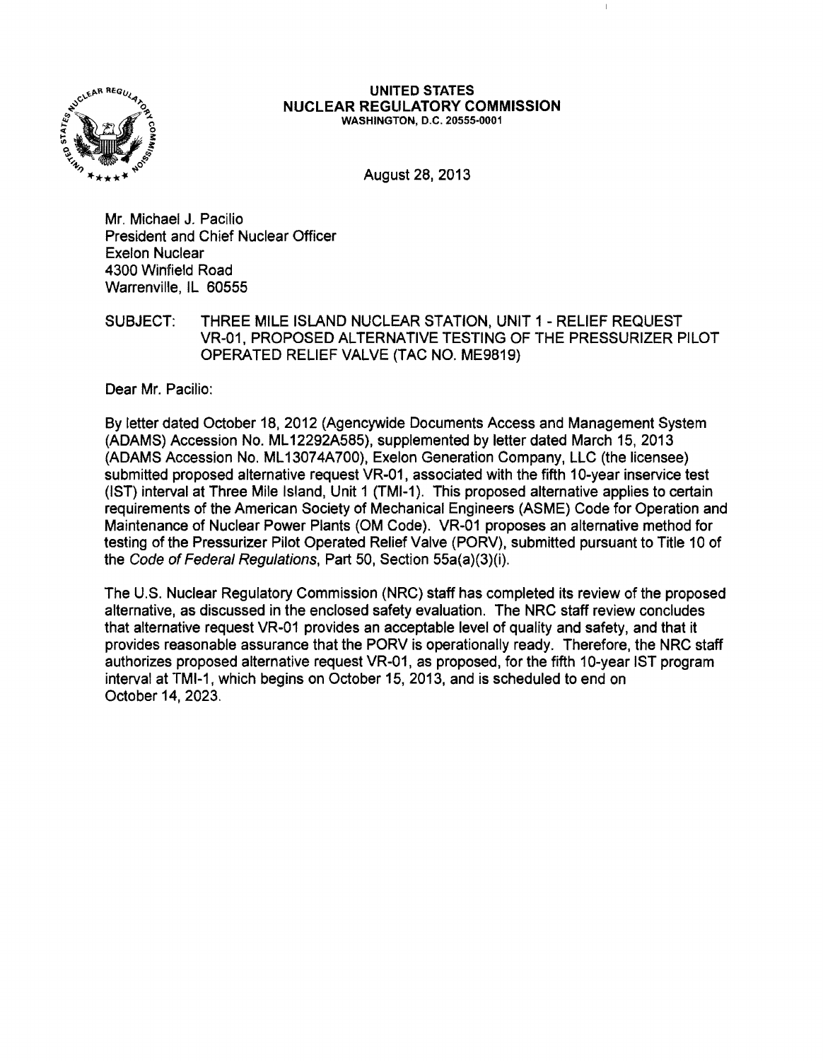**UNITED STATES**
**NUCLEAR REGULATORY COMMISSION**
**WASHINGTON, D.C. 20555-0001**

August 28, 2013

Mr. Michael J. Pacilio
President and Chief Nuclear Officer
Exelon Nuclear
4300 Winfield Road
Warrenville, IL 60555

SUBJECT: THREE MILE ISLAND NUCLEAR STATION, UNIT 1 - RELIEF REQUEST VR-01, PROPOSED ALTERNATIVE TESTING OF THE PRESSURIZER PILOT OPERATED RELIEF VALVE (TAC NO. ME9819)

Dear Mr. Pacilio:

By letter dated October 18, 2012 (Agencywide Documents Access and Management System (ADAMS) Accession No. ML12292A585), supplemented by letter dated March 15, 2013 (ADAMS Accession No. ML13074A700), Exelon Generation Company, LLC (the licensee) submitted proposed alternative request VR-01, associated with the fifth 10-year inservice test (IST) interval at Three Mile Island, Unit 1 (TMI-1). This proposed alternative applies to certain requirements of the American Society of Mechanical Engineers (ASME) Code for Operation and Maintenance of Nuclear Power Plants (OM Code). VR-01 proposes an alternative method for testing of the Pressurizer Pilot Operated Relief Valve (PORV), submitted pursuant to Title 10 of the *Code of Federal Regulations*, Part 50, Section 55a(a)(3)(i).

The U.S. Nuclear Regulatory Commission (NRC) staff has completed its review of the proposed alternative, as discussed in the enclosed safety evaluation. The NRC staff review concludes that alternative request VR-01 provides an acceptable level of quality and safety, and that it provides reasonable assurance that the PORV is operationally ready. Therefore, the NRC staff authorizes proposed alternative request VR-01, as proposed, for the fifth 10-year IST program interval at TMI-1, which begins on October 15, 2013, and is scheduled to end on October 14, 2023.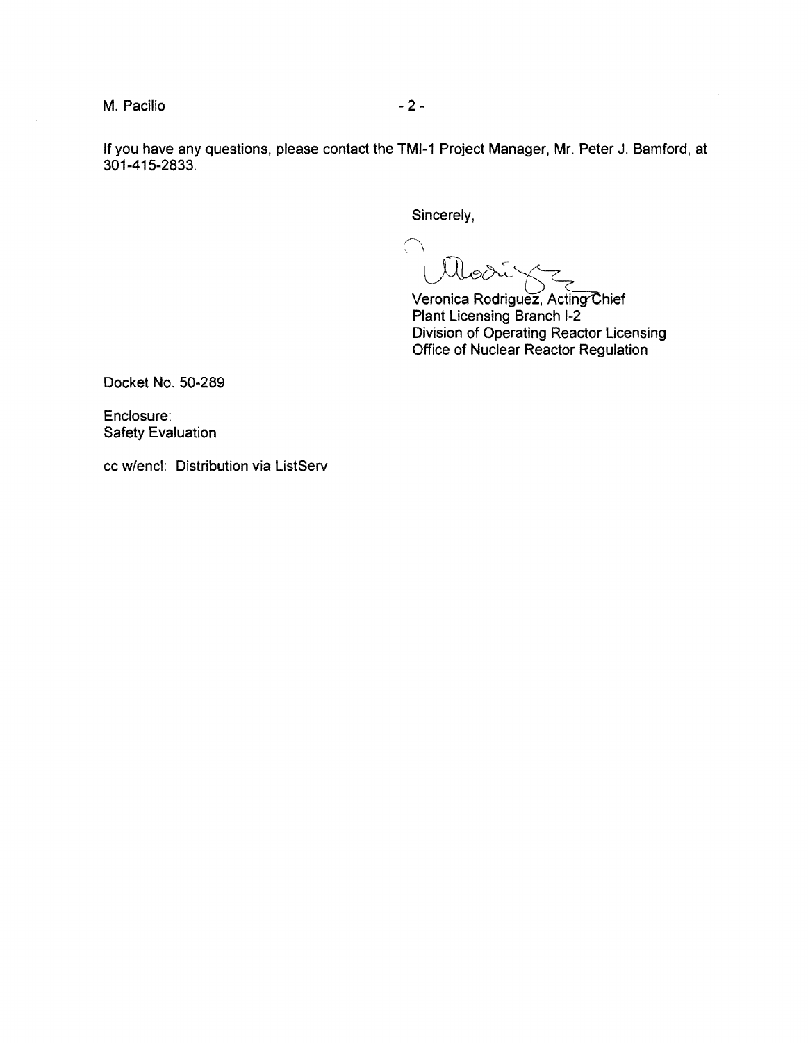If you have any questions, please contact the TMI-1 Project Manager, Mr. Peter J. Bamford, at 301-415-2833.

Sincerely,

Veronica Rodriguez, Acting Chief
Plant Licensing Branch I-2
Division of Operating Reactor Licensing
Office of Nuclear Reactor Regulation

Docket No. 50-289

Enclosure:
Safety Evaluation

cc w/encl: Distribution via ListServ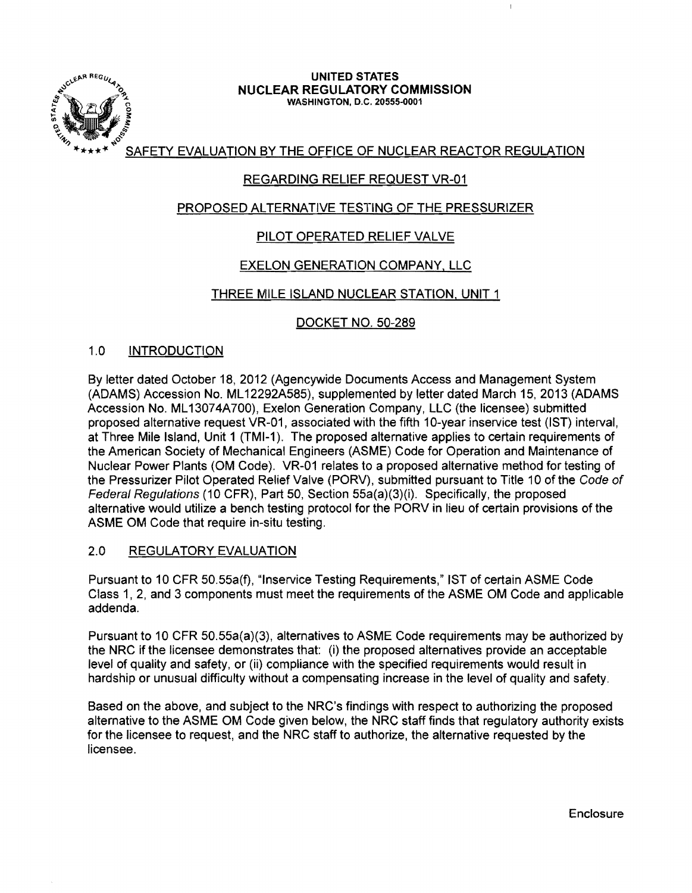**UNITED STATES**
**NUCLEAR REGULATORY COMMISSION**
WASHINGTON, D.C. 20555-0001

SAFETY EVALUATION BY THE OFFICE OF NUCLEAR REACTOR REGULATION

REGARDING RELIEF REQUEST VR-01

PROPOSED ALTERNATIVE TESTING OF THE PRESSURIZER

PILOT OPERATED RELIEF VALVE

EXELON GENERATION COMPANY, LLC

THREE MILE ISLAND NUCLEAR STATION, UNIT 1

DOCKET NO. 50-289

## 1.0 INTRODUCTION

By letter dated October 18, 2012 (Agencywide Documents Access and Management System (ADAMS) Accession No. ML12292A585), supplemented by letter dated March 15, 2013 (ADAMS Accession No. ML13074A700), Exelon Generation Company, LLC (the licensee) submitted proposed alternative request VR-01, associated with the fifth 10-year inservice test (IST) interval, at Three Mile Island, Unit 1 (TMI-1). The proposed alternative applies to certain requirements of the American Society of Mechanical Engineers (ASME) Code for Operation and Maintenance of Nuclear Power Plants (OM Code). VR-01 relates to a proposed alternative method for testing of the Pressurizer Pilot Operated Relief Valve (PORV), submitted pursuant to Title 10 of the *Code of Federal Regulations* (10 CFR), Part 50, Section 55a(a)(3)(i). Specifically, the proposed alternative would utilize a bench testing protocol for the PORV in lieu of certain provisions of the ASME OM Code that require in-situ testing.

## 2.0 REGULATORY EVALUATION

Pursuant to 10 CFR 50.55a(f), "Inservice Testing Requirements," IST of certain ASME Code Class 1, 2, and 3 components must meet the requirements of the ASME OM Code and applicable addenda.

Pursuant to 10 CFR 50.55a(a)(3), alternatives to ASME Code requirements may be authorized by the NRC if the licensee demonstrates that: (i) the proposed alternatives provide an acceptable level of quality and safety, or (ii) compliance with the specified requirements would result in hardship or unusual difficulty without a compensating increase in the level of quality and safety.

Based on the above, and subject to the NRC's findings with respect to authorizing the proposed alternative to the ASME OM Code given below, the NRC staff finds that regulatory authority exists for the licensee to request, and the NRC staff to authorize, the alternative requested by the licensee.

Enclosure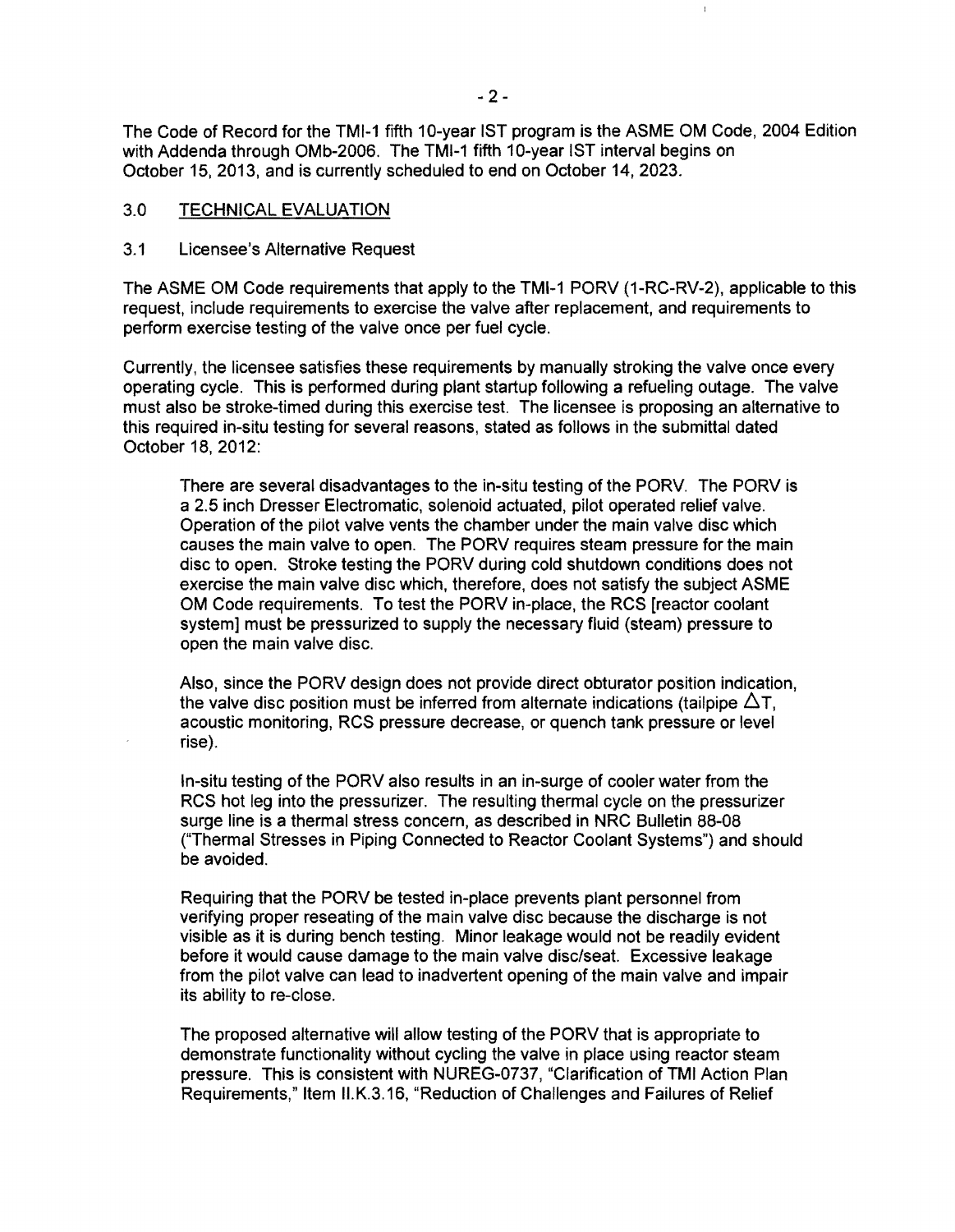The Code of Record for the TMI-1 fifth 10-year IST program is the ASME OM Code, 2004 Edition with Addenda through OMb-2006. The TMI-1 fifth 10-year IST interval begins on October 15, 2013, and is currently scheduled to end on October 14, 2023.

## 3.0 TECHNICAL EVALUATION

### 3.1 Licensee's Alternative Request

The ASME OM Code requirements that apply to the TMI-1 PORV (1-RC-RV-2), applicable to this request, include requirements to exercise the valve after replacement, and requirements to perform exercise testing of the valve once per fuel cycle.

Currently, the licensee satisfies these requirements by manually stroking the valve once every operating cycle. This is performed during plant startup following a refueling outage. The valve must also be stroke-timed during this exercise test. The licensee is proposing an alternative to this required in-situ testing for several reasons, stated as follows in the submittal dated October 18, 2012:

> There are several disadvantages to the in-situ testing of the PORV. The PORV is a 2.5 inch Dresser Electromatic, solenoid actuated, pilot operated relief valve. Operation of the pilot valve vents the chamber under the main valve disc which causes the main valve to open. The PORV requires steam pressure for the main disc to open. Stroke testing the PORV during cold shutdown conditions does not exercise the main valve disc which, therefore, does not satisfy the subject ASME OM Code requirements. To test the PORV in-place, the RCS [reactor coolant system] must be pressurized to supply the necessary fluid (steam) pressure to open the main valve disc.
>
> Also, since the PORV design does not provide direct obturator position indication, the valve disc position must be inferred from alternate indications (tailpipe $\Delta T$, acoustic monitoring, RCS pressure decrease, or quench tank pressure or level rise).
>
> In-situ testing of the PORV also results in an in-surge of cooler water from the RCS hot leg into the pressurizer. The resulting thermal cycle on the pressurizer surge line is a thermal stress concern, as described in NRC Bulletin 88-08 ("Thermal Stresses in Piping Connected to Reactor Coolant Systems") and should be avoided.
>
> Requiring that the PORV be tested in-place prevents plant personnel from verifying proper reseating of the main valve disc because the discharge is not visible as it is during bench testing. Minor leakage would not be readily evident before it would cause damage to the main valve disc/seat. Excessive leakage from the pilot valve can lead to inadvertent opening of the main valve and impair its ability to re-close.
>
> The proposed alternative will allow testing of the PORV that is appropriate to demonstrate functionality without cycling the valve in place using reactor steam pressure. This is consistent with NUREG-0737, "Clarification of TMI Action Plan Requirements," Item II.K.3.16, "Reduction of Challenges and Failures of Relief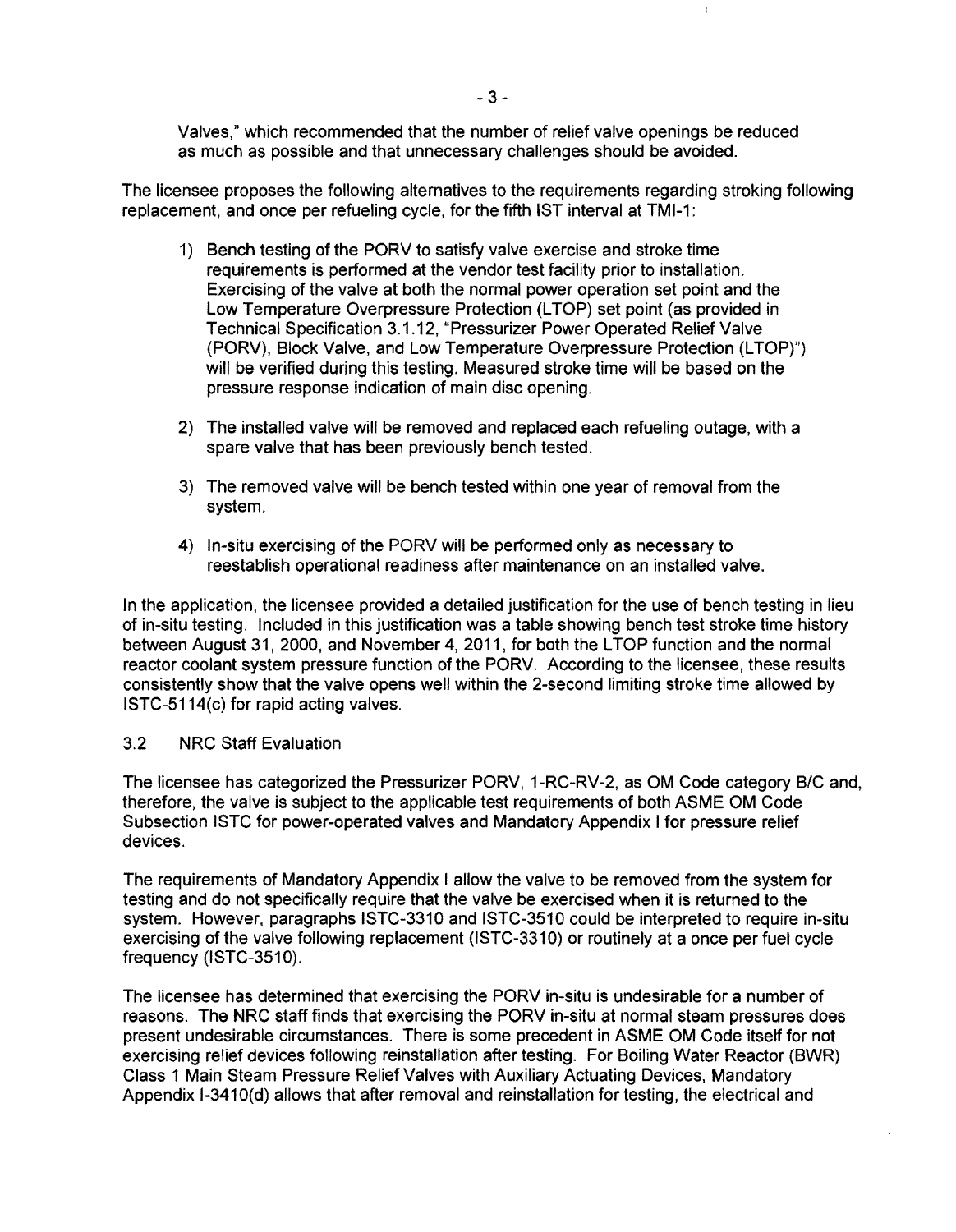Valves," which recommended that the number of relief valve openings be reduced as much as possible and that unnecessary challenges should be avoided.

The licensee proposes the following alternatives to the requirements regarding stroking following replacement, and once per refueling cycle, for the fifth IST interval at TMI-1:

1) Bench testing of the PORV to satisfy valve exercise and stroke time requirements is performed at the vendor test facility prior to installation. Exercising of the valve at both the normal power operation set point and the Low Temperature Overpressure Protection (LTOP) set point (as provided in Technical Specification 3.1.12, "Pressurizer Power Operated Relief Valve (PORV), Block Valve, and Low Temperature Overpressure Protection (LTOP)") will be verified during this testing. Measured stroke time will be based on the pressure response indication of main disc opening.

2) The installed valve will be removed and replaced each refueling outage, with a spare valve that has been previously bench tested.

3) The removed valve will be bench tested within one year of removal from the system.

4) In-situ exercising of the PORV will be performed only as necessary to reestablish operational readiness after maintenance on an installed valve.

In the application, the licensee provided a detailed justification for the use of bench testing in lieu of in-situ testing. Included in this justification was a table showing bench test stroke time history between August 31, 2000, and November 4, 2011, for both the LTOP function and the normal reactor coolant system pressure function of the PORV. According to the licensee, these results consistently show that the valve opens well within the 2-second limiting stroke time allowed by ISTC-5114(c) for rapid acting valves.

### 3.2 NRC Staff Evaluation

The licensee has categorized the Pressurizer PORV, 1-RC-RV-2, as OM Code category B/C and, therefore, the valve is subject to the applicable test requirements of both ASME OM Code Subsection ISTC for power-operated valves and Mandatory Appendix I for pressure relief devices.

The requirements of Mandatory Appendix I allow the valve to be removed from the system for testing and do not specifically require that the valve be exercised when it is returned to the system. However, paragraphs ISTC-3310 and ISTC-3510 could be interpreted to require in-situ exercising of the valve following replacement (ISTC-3310) or routinely at a once per fuel cycle frequency (ISTC-3510).

The licensee has determined that exercising the PORV in-situ is undesirable for a number of reasons. The NRC staff finds that exercising the PORV in-situ at normal steam pressures does present undesirable circumstances. There is some precedent in ASME OM Code itself for not exercising relief devices following reinstallation after testing. For Boiling Water Reactor (BWR) Class 1 Main Steam Pressure Relief Valves with Auxiliary Actuating Devices, Mandatory Appendix I-3410(d) allows that after removal and reinstallation for testing, the electrical and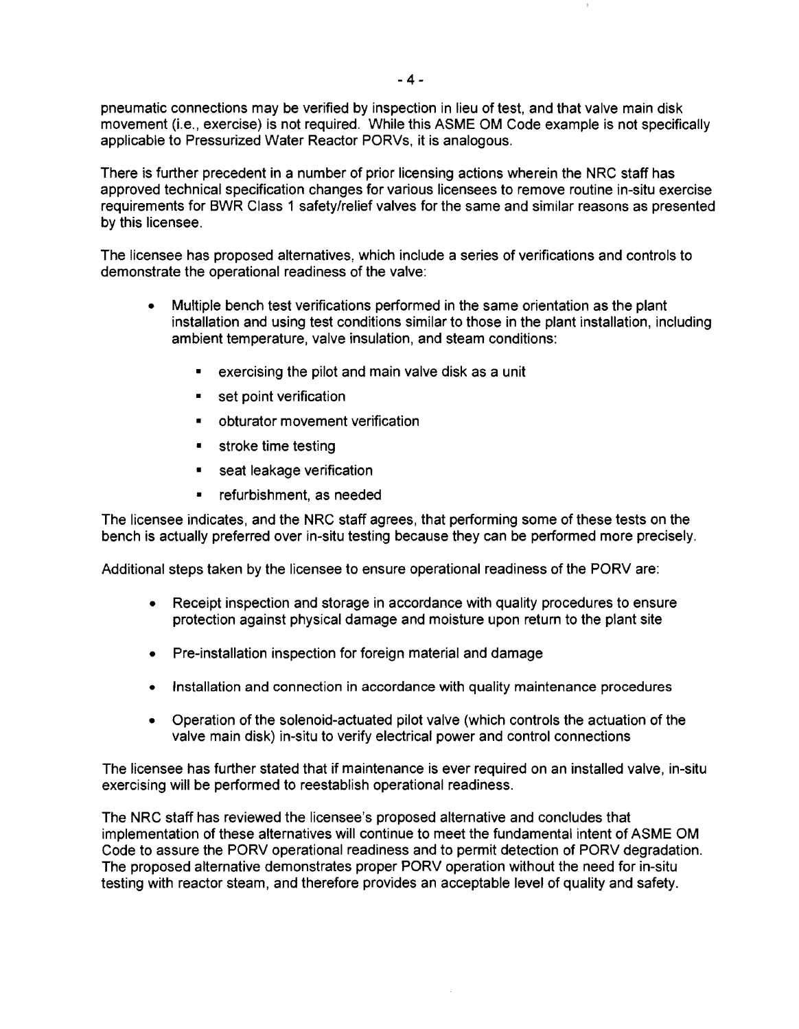pneumatic connections may be verified by inspection in lieu of test, and that valve main disk movement (i.e., exercise) is not required. While this ASME OM Code example is not specifically applicable to Pressurized Water Reactor PORVs, it is analogous.

There is further precedent in a number of prior licensing actions wherein the NRC staff has approved technical specification changes for various licensees to remove routine in-situ exercise requirements for BWR Class 1 safety/relief valves for the same and similar reasons as presented by this licensee.

The licensee has proposed alternatives, which include a series of verifications and controls to demonstrate the operational readiness of the valve:

- Multiple bench test verifications performed in the same orientation as the plant installation and using test conditions similar to those in the plant installation, including ambient temperature, valve insulation, and steam conditions:
  - exercising the pilot and main valve disk as a unit
  - set point verification
  - obturator movement verification
  - stroke time testing
  - seat leakage verification
  - refurbishment, as needed

The licensee indicates, and the NRC staff agrees, that performing some of these tests on the bench is actually preferred over in-situ testing because they can be performed more precisely.

Additional steps taken by the licensee to ensure operational readiness of the PORV are:

- Receipt inspection and storage in accordance with quality procedures to ensure protection against physical damage and moisture upon return to the plant site
- Pre-installation inspection for foreign material and damage
- Installation and connection in accordance with quality maintenance procedures
- Operation of the solenoid-actuated pilot valve (which controls the actuation of the valve main disk) in-situ to verify electrical power and control connections

The licensee has further stated that if maintenance is ever required on an installed valve, in-situ exercising will be performed to reestablish operational readiness.

The NRC staff has reviewed the licensee's proposed alternative and concludes that implementation of these alternatives will continue to meet the fundamental intent of ASME OM Code to assure the PORV operational readiness and to permit detection of PORV degradation. The proposed alternative demonstrates proper PORV operation without the need for in-situ testing with reactor steam, and therefore provides an acceptable level of quality and safety.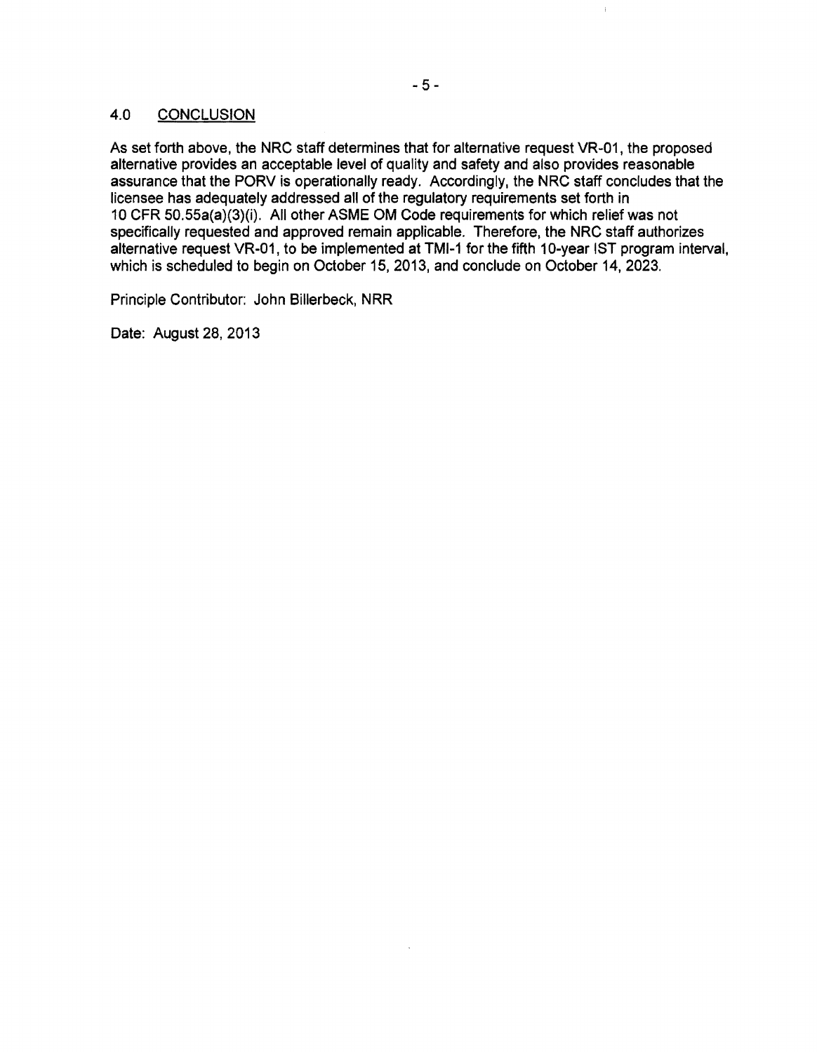## 4.0 CONCLUSION

As set forth above, the NRC staff determines that for alternative request VR-01, the proposed alternative provides an acceptable level of quality and safety and also provides reasonable assurance that the PORV is operationally ready. Accordingly, the NRC staff concludes that the licensee has adequately addressed all of the regulatory requirements set forth in 10 CFR 50.55a(a)(3)(i). All other ASME OM Code requirements for which relief was not specifically requested and approved remain applicable. Therefore, the NRC staff authorizes alternative request VR-01, to be implemented at TMI-1 for the fifth 10-year IST program interval, which is scheduled to begin on October 15, 2013, and conclude on October 14, 2023.

Principle Contributor: John Billerbeck, NRR

Date: August 28, 2013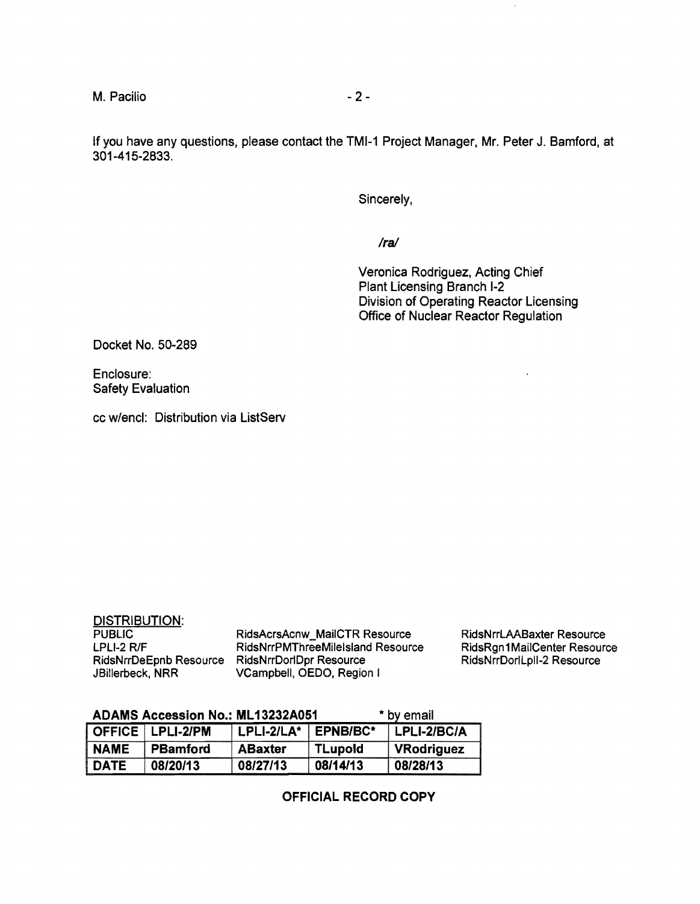If you have any questions, please contact the TMI-1 Project Manager, Mr. Peter J. Bamford, at 301-415-2833.

Sincerely,

*/ra/*

Veronica Rodriguez, Acting Chief
Plant Licensing Branch I-2
Division of Operating Reactor Licensing
Office of Nuclear Reactor Regulation

Docket No. 50-289

Enclosure:
Safety Evaluation

cc w/encl: Distribution via ListServ

DISTRIBUTION:

| | | |
|---|---|---|
| PUBLIC | RidsAcrsAcnw_MailCTR Resource | RidsNrrLAABaxter Resource |
| LPLI-2 R/F | RidsNrrPMThreeMileIsland Resource | RidsRgn1MailCenter Resource |
| RidsNrrDeEpnb Resource | RidsNrrDorlDpr Resource | RidsNrrDorlLpll-2 Resource |
| JBillerbeck, NRR | VCampbell, OEDO, Region I | |

**ADAMS Accession No.: ML13232A051** * by email

| OFFICE | LPLI-2/PM | LPLI-2/LA* | EPNB/BC* | LPLI-2/BC/A |
|---|---|---|---|---|
| NAME | PBamford | ABaxter | TLupold | VRodriguez |
| DATE | 08/20/13 | 08/27/13 | 08/14/13 | 08/28/13 |

**OFFICIAL RECORD COPY**